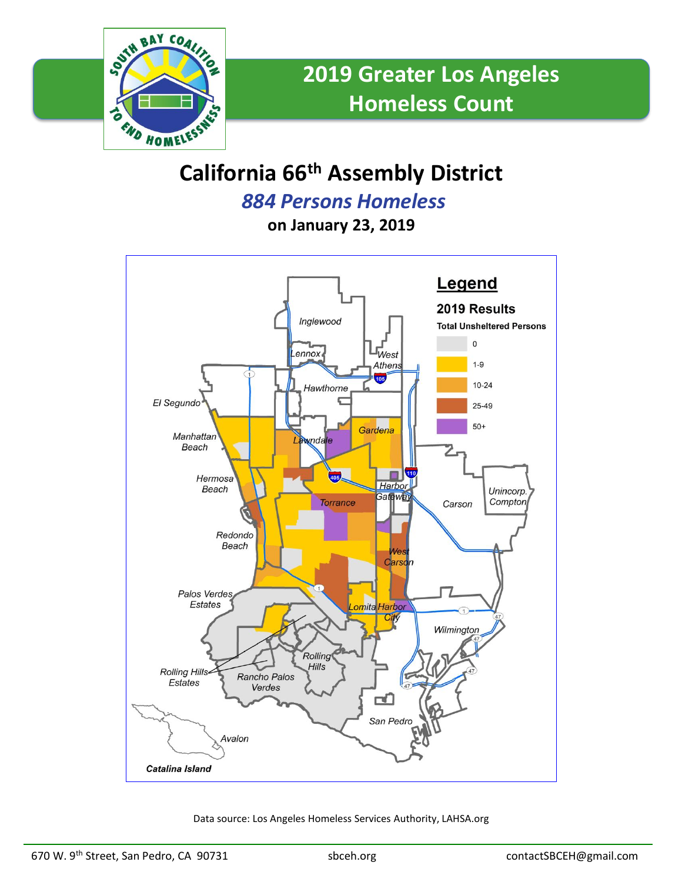# 2019 Greater Los Angeles Homeless Count

## California 66th Assembly District

### *884 Persons Homeless*

**on January 23, 2019**

**Legend**

**2019 Results**

**Total Unsheltered Persons**

- 0
- 1-9
- 10-24
- 25-49
- 50+

Inglewood, Lennox, West Athens, Hawthorne, El Segundo, Manhattan Beach, Lawndale, Gardena, Hermosa Beach, Harbor Gateway, Torrance, Carson, Unincorp. Compton, Redondo Beach, West Carson, Palos Verdes Estates, Lomita, Harbor City, Wilmington, Rolling Hills, Rolling Hills Estates, Rancho Palos Verdes, San Pedro, Avalon, Catalina Island

Data source: Los Angeles Homeless Services Authority, LAHSA.org

670 W. 9th Street, San Pedro, CA 90731 | sbceh.org | contactSBCEH@gmail.com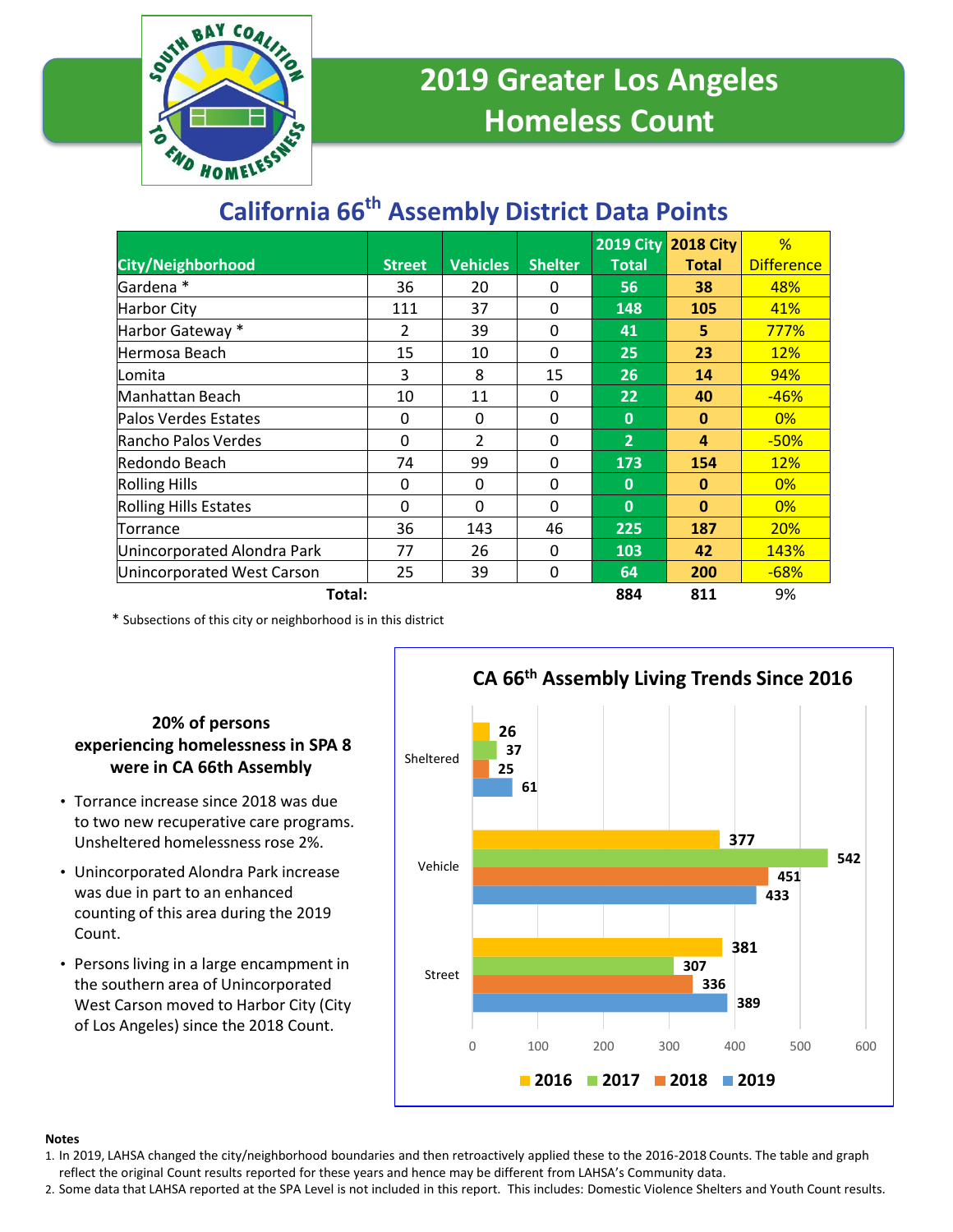# 2019 Greater Los Angeles Homeless Count

SOUTH BAY COALITION TO END HOMELESSNESS

## California 66th Assembly District Data Points

| City/Neighborhood | Street | Vehicles | Shelter | 2019 City Total | 2018 City Total | % Difference |
|---|---|---|---|---|---|---|
| Gardena * | 36 | 20 | 0 | 56 | 38 | 48% |
| Harbor City | 111 | 37 | 0 | 148 | 105 | 41% |
| Harbor Gateway * | 2 | 39 | 0 | 41 | 5 | 777% |
| Hermosa Beach | 15 | 10 | 0 | 25 | 23 | 12% |
| Lomita | 3 | 8 | 15 | 26 | 14 | 94% |
| Manhattan Beach | 10 | 11 | 0 | 22 | 40 | -46% |
| Palos Verdes Estates | 0 | 0 | 0 | 0 | 0 | 0% |
| Rancho Palos Verdes | 0 | 2 | 0 | 2 | 4 | -50% |
| Redondo Beach | 74 | 99 | 0 | 173 | 154 | 12% |
| Rolling Hills | 0 | 0 | 0 | 0 | 0 | 0% |
| Rolling Hills Estates | 0 | 0 | 0 | 0 | 0 | 0% |
| Torrance | 36 | 143 | 46 | 225 | 187 | 20% |
| Unincorporated Alondra Park | 77 | 26 | 0 | 103 | 42 | 143% |
| Unincorporated West Carson | 25 | 39 | 0 | 64 | 200 | -68% |
| **Total:** | | | | 884 | 811 | 9% |

\* Subsections of this city or neighborhood is in this district

**20% of persons experiencing homelessness in SPA 8 were in CA 66th Assembly**

- Torrance increase since 2018 was due to two new recuperative care programs. Unsheltered homelessness rose 2%.
- Unincorporated Alondra Park increase was due in part to an enhanced counting of this area during the 2019 Count.
- Persons living in a large encampment in the southern area of Unincorporated West Carson moved to Harbor City (City of Los Angeles) since the 2018 Count.

**CA 66th Assembly Living Trends Since 2016**

Sheltered: 26, 37, 25, 61
Vehicle: 377, 542, 451, 433
Street: 381, 307, 336, 389

0 100 200 300 400 500 600

2016 2017 2018 2019

**Notes**

1. In 2019, LAHSA changed the city/neighborhood boundaries and then retroactively applied these to the 2016-2018 Counts. The table and graph reflect the original Count results reported for these years and hence may be different from LAHSA's Community data.
2. Some data that LAHSA reported at the SPA Level is not included in this report. This includes: Domestic Violence Shelters and Youth Count results.